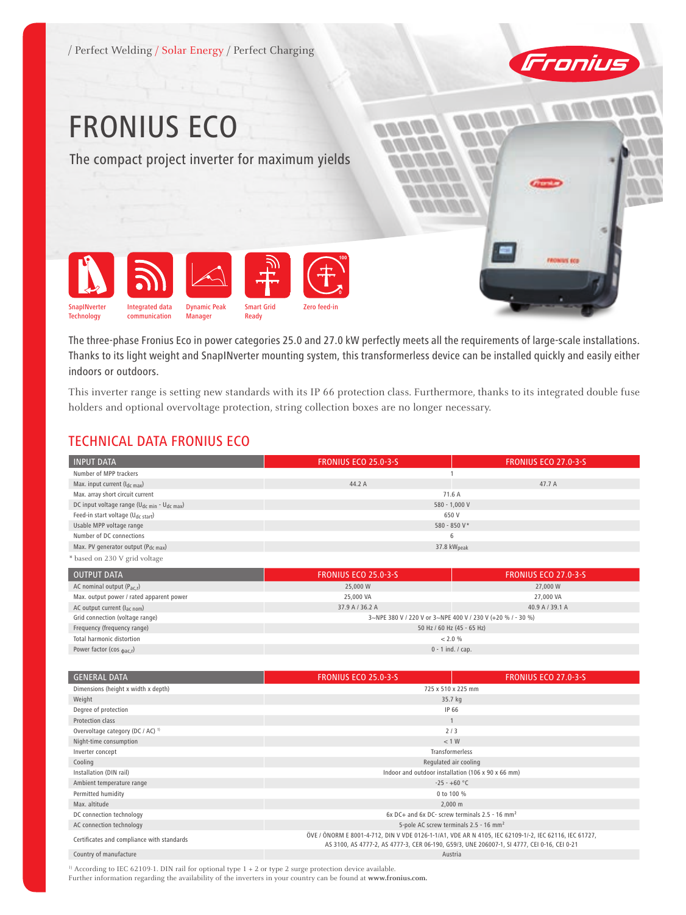/ Perfect Welding / Solar Energy / Perfect Charging

# FRONIUS ECO

## The compact project inverter for maximum yields

SnapINverter Technology

Integrated data communication

Dynamic Peak Manager

Smart Grid Ready

Zero feed-in

The three-phase Fronius Eco in power categories 25.0 and 27.0 kW perfectly meets all the requirements of large-scale installations. Thanks to its light weight and SnapINverter mounting system, this transformerless device can be installed quickly and easily either indoors or outdoors.

This inverter range is setting new standards with its IP 66 protection class. Furthermore, thanks to its integrated double fuse holders and optional overvoltage protection, string collection boxes are no longer necessary.

## TECHNICAL DATA FRONIUS ECO

| INPUT DATA | FRONIUS ECO 25.0-3-S | FRONIUS ECO 27.0-3-S |
|---|---|---|
| Number of MPP trackers | 1 | |
| Max. input current ($I_{dc\ max}$) | 44.2 A | 47.7 A |
| Max. array short circuit current | 71.6 A | |
| DC input voltage range ($U_{dc\ min}$ - $U_{dc\ max}$) | 580 - 1,000 V | |
| Feed-in start voltage ($U_{dc\ start}$) | 650 V | |
| Usable MPP voltage range | 580 - 850 V* | |
| Number of DC connections | 6 | |
| Max. PV generator output ($P_{dc\ max}$) | 37.8 $kW_{peak}$ | |

* based on 230 V grid voltage

| OUTPUT DATA | FRONIUS ECO 25.0-3-S | FRONIUS ECO 27.0-3-S |
|---|---|---|
| AC nominal output ($P_{ac,r}$) | 25,000 W | 27,000 W |
| Max. output power / rated apparent power | 25,000 VA | 27,000 VA |
| AC output current ($I_{ac\ nom}$) | 37.9 A / 36.2 A | 40.9 A / 39.1 A |
| Grid connection (voltage range) | 3~NPE 380 V / 220 V or 3~NPE 400 V / 230 V (+20 % / - 30 %) | |
| Frequency (frequency range) | 50 Hz / 60 Hz (45 - 65 Hz) | |
| Total harmonic distortion | < 2.0 % | |
| Power factor ($\cos \varphi_{ac,r}$) | 0 - 1 ind. / cap. | |

| GENERAL DATA | FRONIUS ECO 25.0-3-S | FRONIUS ECO 27.0-3-S |
|---|---|---|
| Dimensions (height x width x depth) | 725 x 510 x 225 mm | |
| Weight | 35.7 kg | |
| Degree of protection | IP 66 | |
| Protection class | 1 | |
| Overvoltage category (DC / AC) [1] | 2 / 3 | |
| Night-time consumption | < 1 W | |
| Inverter concept | Transformerless | |
| Cooling | Regulated air cooling | |
| Installation (DIN rail) | Indoor and outdoor installation (106 x 90 x 66 mm) | |
| Ambient temperature range | -25 - +60 °C | |
| Permitted humidity | 0 to 100 % | |
| Max. altitude | 2,000 m | |
| DC connection technology | 6x DC+ and 6x DC- screw terminals 2.5 - 16 mm² | |
| AC connection technology | 5-pole AC screw terminals 2.5 - 16 mm² | |
| Certificates and compliance with standards | ÖVE / ÖNORM E 8001-4-712, DIN V VDE 0126-1-1/A1, VDE AR N 4105, IEC 62109-1/-2, IEC 62116, IEC 61727, AS 3100, AS 4777-2, AS 4777-3, CER 06-190, G59/3, UNE 206007-1, SI 4777, CEI 0-16, CEI 0-21 | |
| Country of manufacture | Austria | |

[1] According to IEC 62109-1. DIN rail for optional type 1 + 2 or type 2 surge protection device available.
Further information regarding the availability of the inverters in your country can be found at **www.fronius.com.**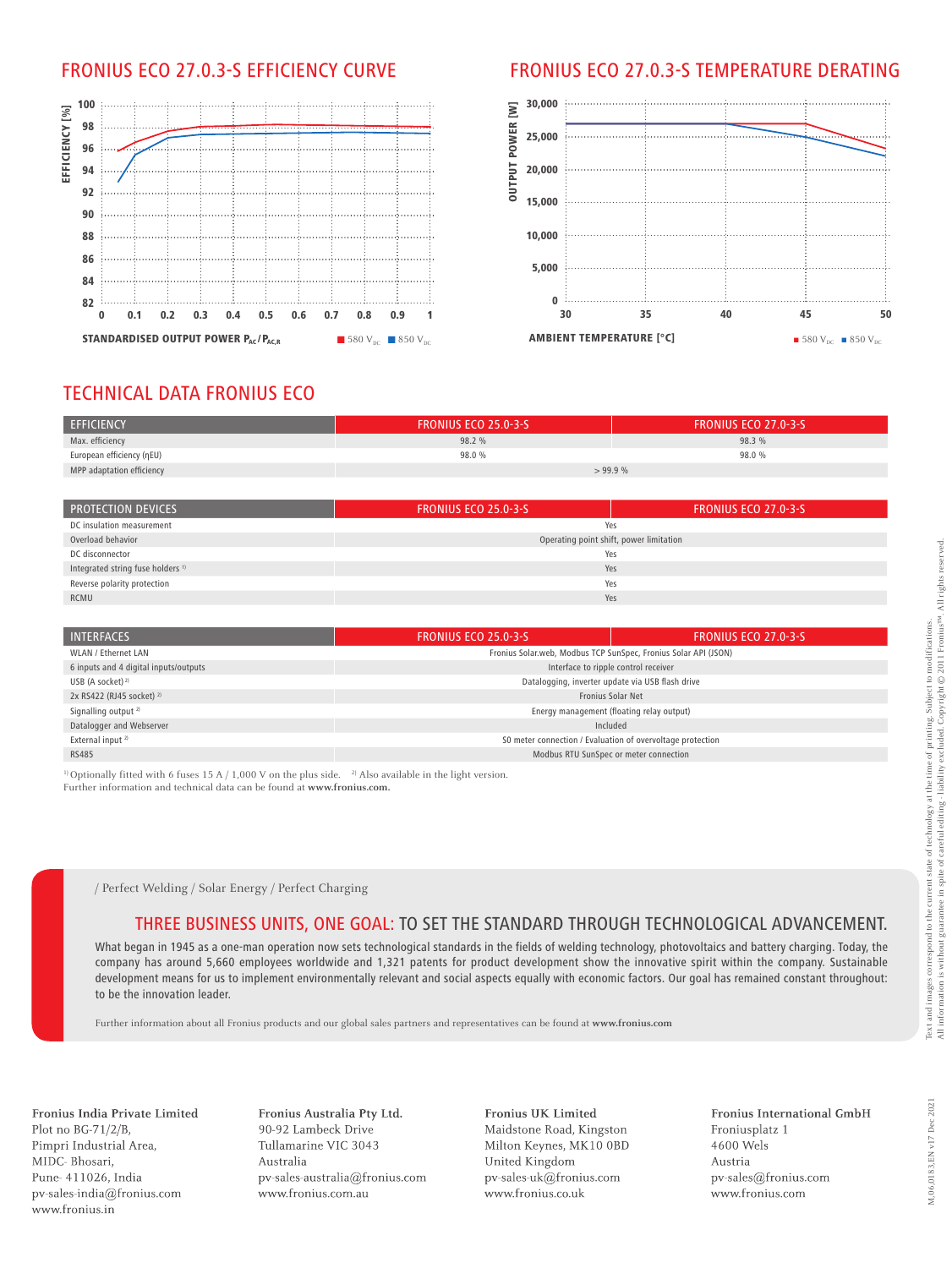## FRONIUS ECO 27.0.3-S EFFICIENCY CURVE

EFFICIENCY [%]

100
98
96
94
92
90
88
86
84
82

0 0.1 0.2 0.3 0.4 0.5 0.6 0.7 0.8 0.9 1

STANDARDISED OUTPUT POWER $P_{AC}/P_{AC,R}$

580 $V_{DC}$ 850 $V_{DC}$

## FRONIUS ECO 27.0.3-S TEMPERATURE DERATING

OUTPUT POWER [W]

30,000
25,000
20,000
15,000
10,000
5,000
0

30 35 40 45 50

AMBIENT TEMPERATURE [°C]

580 $V_{DC}$ 850 $V_{DC}$

## TECHNICAL DATA FRONIUS ECO

| EFFICIENCY | FRONIUS ECO 25.0-3-S | FRONIUS ECO 27.0-3-S |
|---|---|---|
| Max. efficiency | 98.2 % | 98.3 % |
| European efficiency (ηEU) | 98.0 % | 98.0 % |
| MPP adaptation efficiency | > 99.9 % | |

| PROTECTION DEVICES | FRONIUS ECO 25.0-3-S | FRONIUS ECO 27.0-3-S |
|---|---|---|
| DC insulation measurement | Yes | |
| Overload behavior | Operating point shift, power limitation | |
| DC disconnector | Yes | |
| Integrated string fuse holders [1] | Yes | |
| Reverse polarity protection | Yes | |
| RCMU | Yes | |

| INTERFACES | FRONIUS ECO 25.0-3-S | FRONIUS ECO 27.0-3-S |
|---|---|---|
| WLAN / Ethernet LAN | Fronius Solar.web, Modbus TCP SunSpec, Fronius Solar API (JSON) | |
| 6 inputs and 4 digital inputs/outputs | Interface to ripple control receiver | |
| USB (A socket) [2] | Datalogging, inverter update via USB flash drive | |
| 2x RS422 (RJ45 socket) [2] | Fronius Solar Net | |
| Signalling output [2] | Energy management (floating relay output) | |
| Datalogger and Webserver | Included | |
| External input [2] | S0 meter connection / Evaluation of overvoltage protection | |
| RS485 | Modbus RTU SunSpec or meter connection | |

[1] Optionally fitted with 6 fuses 15 A / 1,000 V on the plus side. [2] Also available in the light version.
Further information and technical data can be found at **www.fronius.com.**

/ Perfect Welding / Solar Energy / Perfect Charging

## THREE BUSINESS UNITS, ONE GOAL: TO SET THE STANDARD THROUGH TECHNOLOGICAL ADVANCEMENT.

What began in 1945 as a one-man operation now sets technological standards in the fields of welding technology, photovoltaics and battery charging. Today, the company has around 5,660 employees worldwide and 1,321 patents for product development show the innovative spirit within the company. Sustainable development means for us to implement environmentally relevant and social aspects equally with economic factors. Our goal has remained constant throughout: to be the innovation leader.

Further information about all Fronius products and our global sales partners and representatives can be found at **www.fronius.com**

**Fronius India Private Limited**
Plot no BG-71/2/B,
Pimpri Industrial Area,
MIDC- Bhosari,
Pune- 411026, India
pv-sales-india@fronius.com
www.fronius.in

**Fronius Australia Pty Ltd.**
90-92 Lambeck Drive
Tullamarine VIC 3043
Australia
pv-sales-australia@fronius.com
www.fronius.com.au

**Fronius UK Limited**
Maidstone Road, Kingston
Milton Keynes, MK10 0BD
United Kingdom
pv-sales-uk@fronius.com
www.fronius.co.uk

**Fronius International GmbH**
Froniusplatz 1
4600 Wels
Austria
pv-sales@fronius.com
www.fronius.com

Text and images correspond to the current state of technology at the time of printing. Subject to modifications.
All information is without guarantee in spite of careful editing - liability excluded. Copyright © 2011 Fronius™. All rights reserved.

M,06,0183,EN v17 Dec 2021